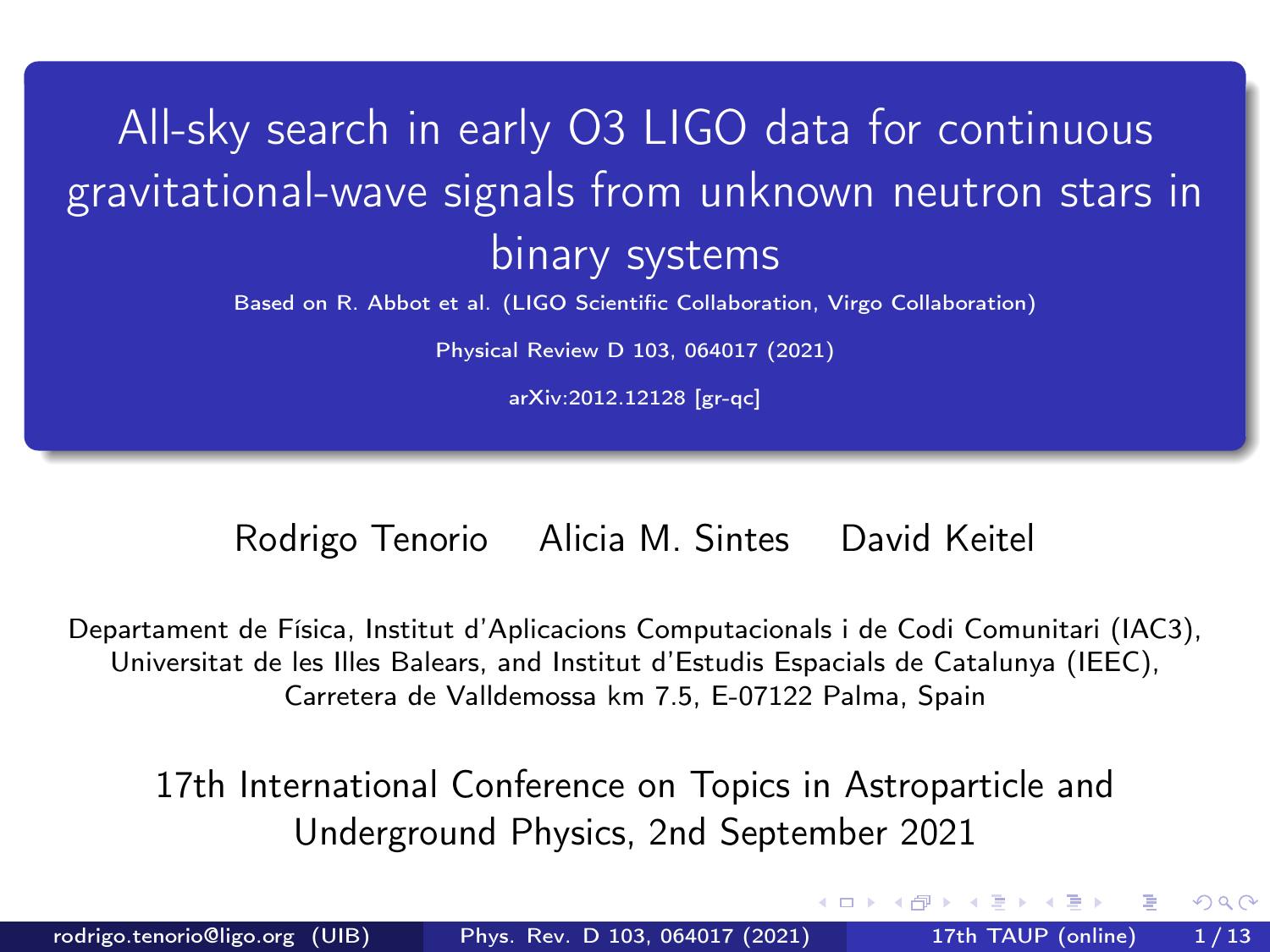# All-sky search in early O3 LIGO data for continuous gravitational-wave signals from unknown neutron stars in binary systems

Based on R. Abbot et al. (LIGO Scientific Collaboration, Virgo Collaboration)

Physical Review D 103, 064017 (2021)

arXiv:2012.12128 [gr-qc]

Rodrigo Tenorio  Alicia M. Sintes  David Keitel

Departament de Física, Institut d'Aplicacions Computacionals i de Codi Comunitari (IAC3), Universitat de les Illes Balears, and Institut d'Estudis Espacials de Catalunya (IEEC), Carretera de Valldemossa km 7.5, E-07122 Palma, Spain

17th International Conference on Topics in Astroparticle and Underground Physics, 2nd September 2021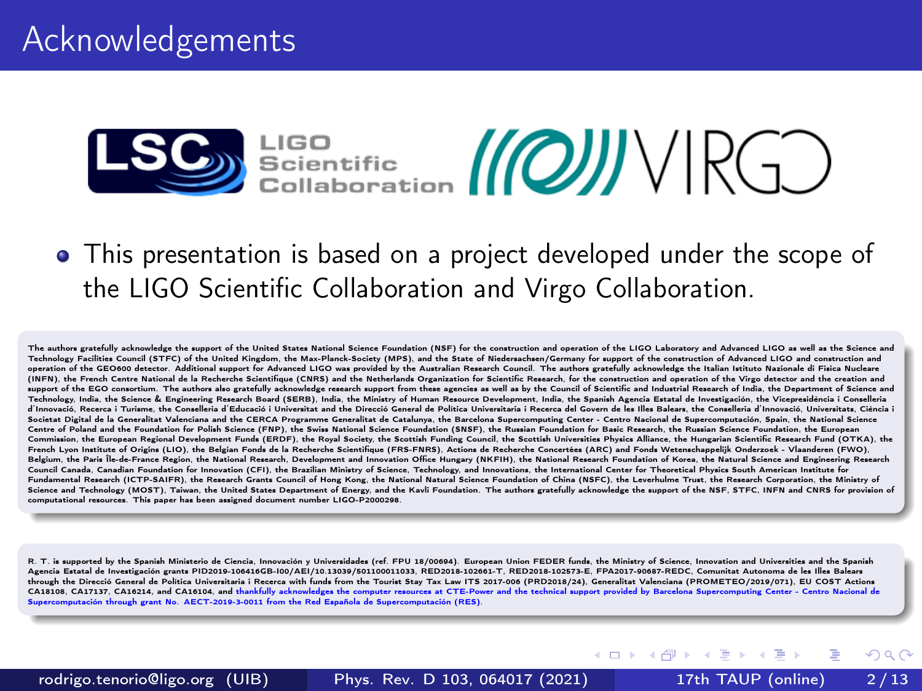# Acknowledgements

LSC LIGO Scientific Collaboration VIRGO

- This presentation is based on a project developed under the scope of the LIGO Scientific Collaboration and Virgo Collaboration.

The authors gratefully acknowledge the support of the United States National Science Foundation (NSF) for the construction and operation of the LIGO Laboratory and Advanced LIGO as well as the Science and Technology Facilities Council (STFC) of the United Kingdom, the Max-Planck-Society (MPS), and the State of Niedersachsen/Germany for support of the construction of Advanced LIGO and construction and operation of the GEO600 detector. Additional support for Advanced LIGO was provided by the Australian Research Council. The authors gratefully acknowledge the Italian Istituto Nazionale di Fisica Nucleare (INFN), the French Centre National de la Recherche Scientifique (CNRS) and the Netherlands Organization for Scientific Research, for the construction and operation of the Virgo detector and the creation and support of the EGO consortium. The authors also gratefully acknowledge research support from these agencies as well as by the Council of Scientific and Industrial Research of India, the Department of Science and Technology, India, the Science & Engineering Research Board (SERB), India, the Ministry of Human Resource Development, India, the Spanish Agencia Estatal de Investigación, the Vicepresidència i Conselleria d'Innovació, Recerca i Turisme, the Conselleria d'Educació i Universitat and the Direcció General de Política Universitaria i Recerca del Govern de les Illes Balears, the Conselleria d'Innovació, Universitats, Ciència i Societat Digital de la Generalitat Valenciana and the CERCA Programme Generalitat de Catalunya, the Barcelona Supercomputing Center - Centro Nacional de Supercomputación, Spain, the National Science Centre of Poland and the Foundation for Polish Science (FNP), the Swiss National Science Foundation (SNSF), the Russian Foundation for Basic Research, the Russian Science Foundation, the European Commission, the European Regional Development Funds (ERDF), the Royal Society, the Scottish Funding Council, the Scottish Universities Physics Alliance, the Hungarian Scientific Research Fund (OTKA), the French Lyon Institute of Origins (LIO), the Belgian Fonds de la Recherche Scientifique (FRS-FNRS), Actions de Recherche Concertées (ARC) and Fonds Wetenschappelijk Onderzoek - Vlaanderen (FWO), Belgium, the Paris Île-de-France Region, the National Research, Development and Innovation Office Hungary (NKFIH), the National Research Foundation of Korea, the Natural Science and Engineering Research Council Canada, Canadian Foundation for Innovation (CFI), the Brazilian Ministry of Science, Technology, and Innovations, the International Center for Theoretical Physics South American Institute for Fundamental Research (ICTP-SAIFR), the Research Grants Council of Hong Kong, the National Natural Science Foundation of China (NSFC), the Leverhulme Trust, the Research Corporation, the Ministry of Science and Technology (MOST), Taiwan, the United States Department of Energy, and the Kavli Foundation. The authors gratefully acknowledge the support of the NSF, STFC, INFN and CNRS for provision of computational resources. This paper has been assigned document number LIGO-P2000298.

R. T. is supported by the Spanish Ministerio de Ciencia, Innovación y Universidades (ref. FPU 18/00694). European Union FEDER funds, the Ministry of Science, Innovation and Universities and the Spanish Agencia Estatal de Investigación grants PID2019-106416GB-I00/AEI/10.13039/501100011033, RED2018-102661-T, RED2018-102573-E, FPA2017-90687-REDC, Comunitat Autonoma de les Illes Balears through the Direcció General de Política Universitaria i Recerca with funds from the Tourist Stay Tax Law ITS 2017-006 (PRD2018/24), Generalitat Valenciana (PROMETEO/2019/071), EU COST Actions CA18108, CA17137, CA16214, and CA16104, and thankfully acknowledges the computer resources at CTE-Power and the technical support provided by Barcelona Supercomputing Center - Centro Nacional de Supercomputación through grant No. AECT-2019-3-0011 from the Red Española de Supercomputación (RES).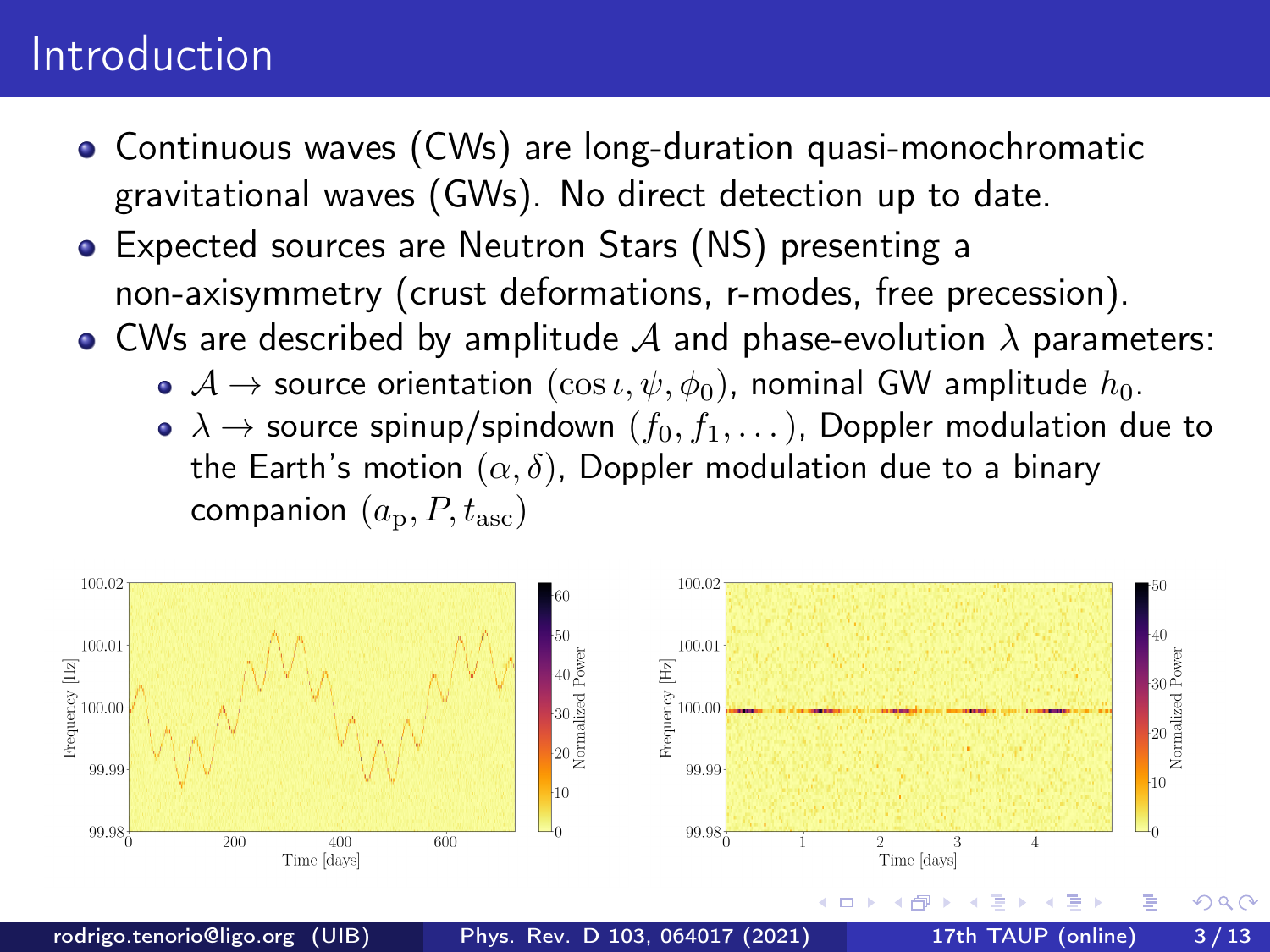# Introduction

- Continuous waves (CWs) are long-duration quasi-monochromatic gravitational waves (GWs). No direct detection up to date.
- Expected sources are Neutron Stars (NS) presenting a non-axisymmetry (crust deformations, r-modes, free precession).
- CWs are described by amplitude $\mathcal{A}$ and phase-evolution $\lambda$ parameters:
  - $\mathcal{A} \rightarrow$ source orientation $(\cos\iota, \psi, \phi_0)$, nominal GW amplitude $h_0$.
  - $\lambda \rightarrow$ source spinup/spindown $(f_0, f_1, \dots)$, Doppler modulation due to the Earth's motion $(\alpha, \delta)$, Doppler modulation due to a binary companion $(a_{\mathrm{p}}, P, t_{\mathrm{asc}})$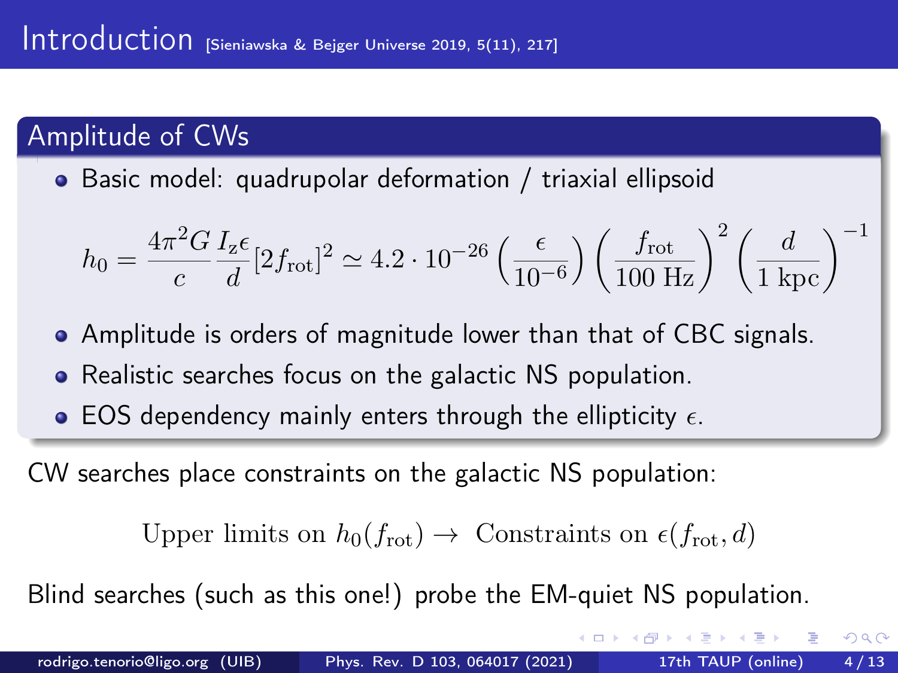# Introduction [Sieniawska & Bejger Universe 2019, 5(11), 217]

## Amplitude of CWs

- Basic model: quadrupolar deformation / triaxial ellipsoid

$$h_0 = \frac{4\pi^2 G}{c} \frac{I_z \epsilon}{d} [2 f_{\mathrm{rot}}]^2 \simeq 4.2 \cdot 10^{-26} \left( \frac{\epsilon}{10^{-6}} \right) \left( \frac{f_{\mathrm{rot}}}{100 \text{ Hz}} \right)^2 \left( \frac{d}{1 \text{ kpc}} \right)^{-1}$$

- Amplitude is orders of magnitude lower than that of CBC signals.
- Realistic searches focus on the galactic NS population.
- EOS dependency mainly enters through the ellipticity $\epsilon$.

CW searches place constraints on the galactic NS population:

$$\text{Upper limits on } h_0(f_{\mathrm{rot}}) \rightarrow \text{ Constraints on } \epsilon(f_{\mathrm{rot}}, d)$$

Blind searches (such as this one!) probe the EM-quiet NS population.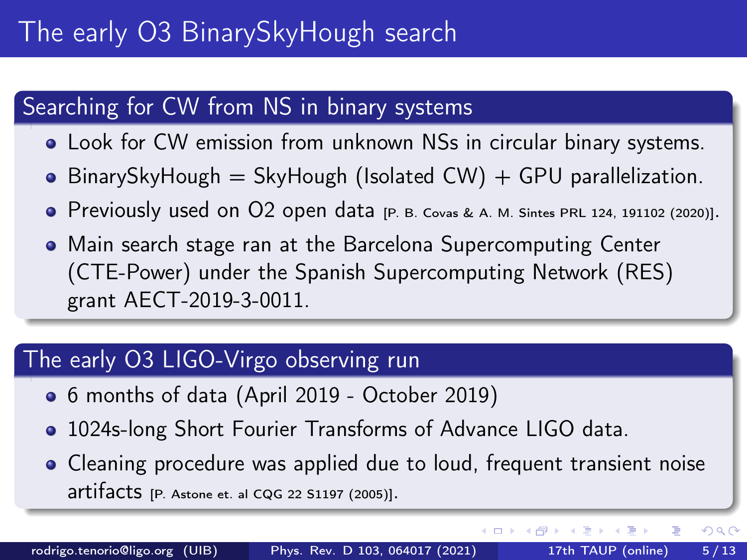# The early O3 BinarySkyHough search

## Searching for CW from NS in binary systems

- Look for CW emission from unknown NSs in circular binary systems.
- BinarySkyHough = SkyHough (Isolated CW) + GPU parallelization.
- Previously used on O2 open data [P. B. Covas & A. M. Sintes PRL 124, 191102 (2020)].
- Main search stage ran at the Barcelona Supercomputing Center (CTE-Power) under the Spanish Supercomputing Network (RES) grant AECT-2019-3-0011.

## The early O3 LIGO-Virgo observing run

- 6 months of data (April 2019 - October 2019)
- 1024s-long Short Fourier Transforms of Advance LIGO data.
- Cleaning procedure was applied due to loud, frequent transient noise artifacts [P. Astone et. al CQG 22 S1197 (2005)].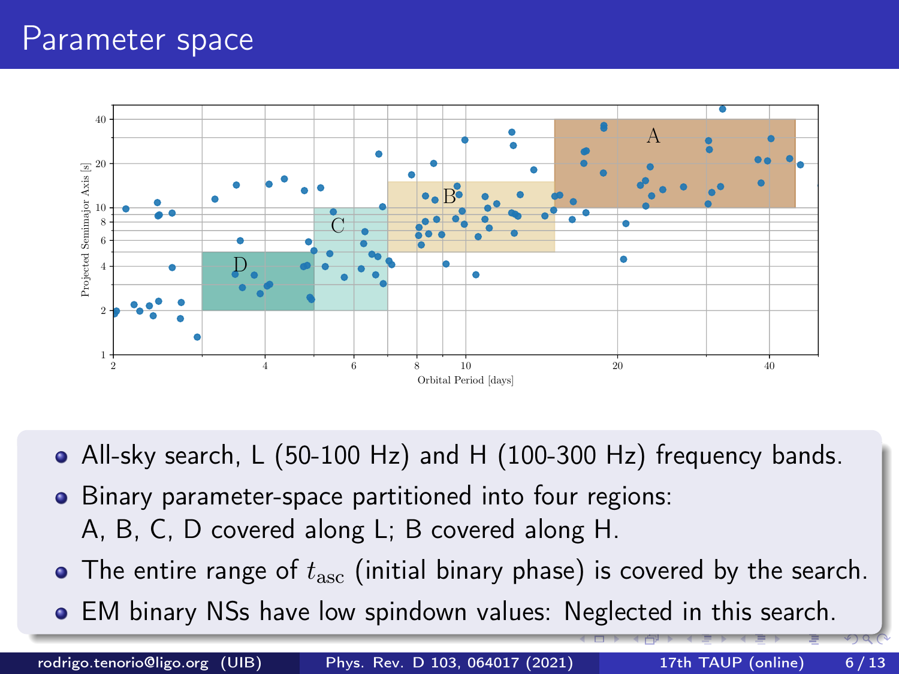# Parameter space

- All-sky search, L (50-100 Hz) and H (100-300 Hz) frequency bands.
- Binary parameter-space partitioned into four regions: A, B, C, D covered along L; B covered along H.
- The entire range of $t_{\mathrm{asc}}$ (initial binary phase) is covered by the search.
- EM binary NSs have low spindown values: Neglected in this search.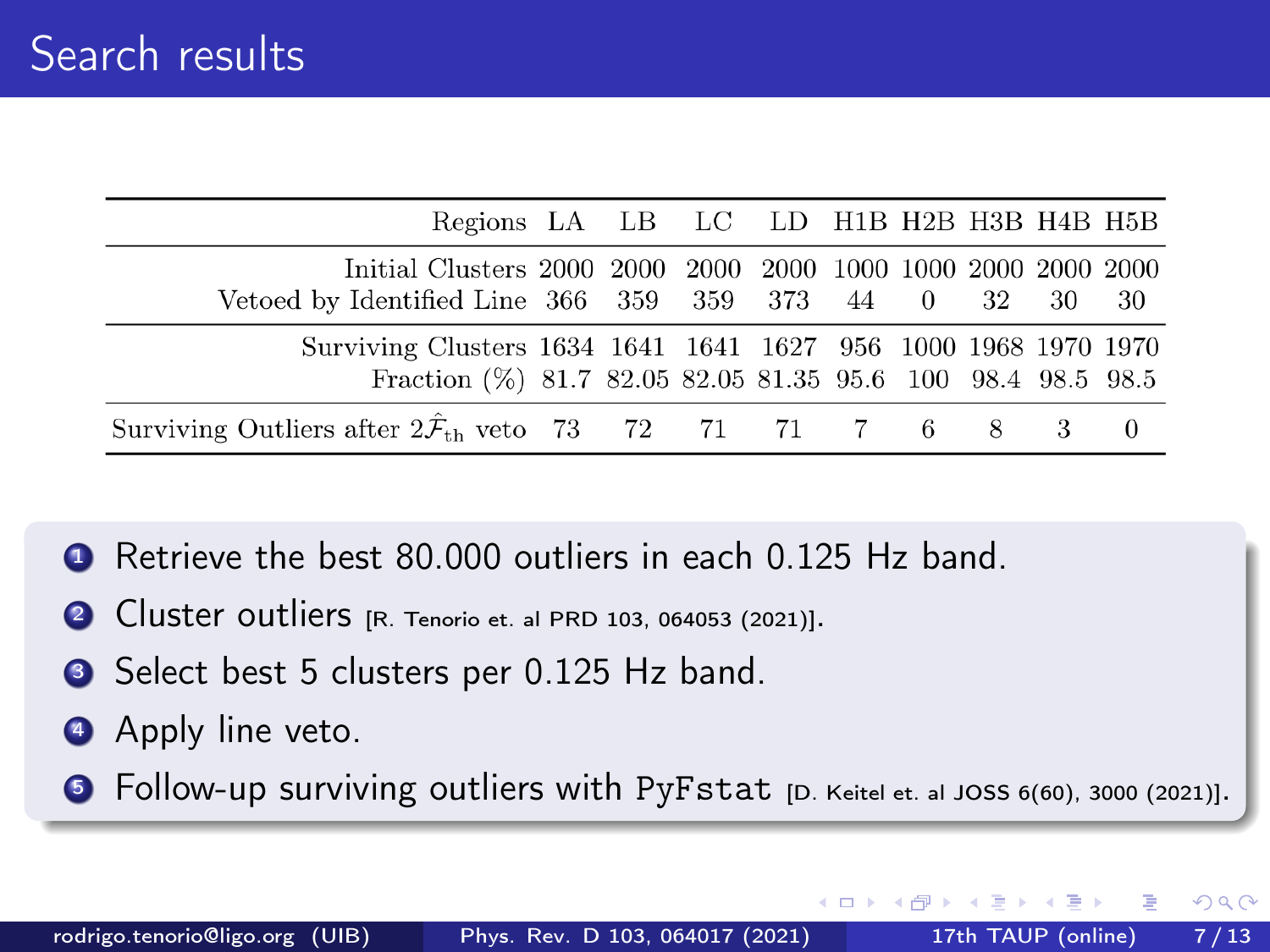# Search results

| Regions | LA | LB | LC | LD | H1B | H2B | H3B | H4B | H5B |
|---|---|---|---|---|---|---|---|---|---|
| Initial Clusters | 2000 | 2000 | 2000 | 2000 | 1000 | 1000 | 2000 | 2000 | 2000 |
| Vetoed by Identified Line | 366 | 359 | 359 | 373 | 44 | 0 | 32 | 30 | 30 |
| Surviving Clusters | 1634 | 1641 | 1641 | 1627 | 956 | 1000 | 1968 | 1970 | 1970 |
| Fraction (%) | 81.7 | 82.05 | 82.05 | 81.35 | 95.6 | 100 | 98.4 | 98.5 | 98.5 |
| Surviving Outliers after $2\hat{\mathcal{F}}_{\mathrm{th}}$ veto | 73 | 72 | 71 | 71 | 7 | 6 | 8 | 3 | 0 |

1. Retrieve the best 80.000 outliers in each 0.125 Hz band.
2. Cluster outliers [R. Tenorio et. al PRD 103, 064053 (2021)].
3. Select best 5 clusters per 0.125 Hz band.
4. Apply line veto.
5. Follow-up surviving outliers with `PyFstat` [D. Keitel et. al JOSS 6(60), 3000 (2021)].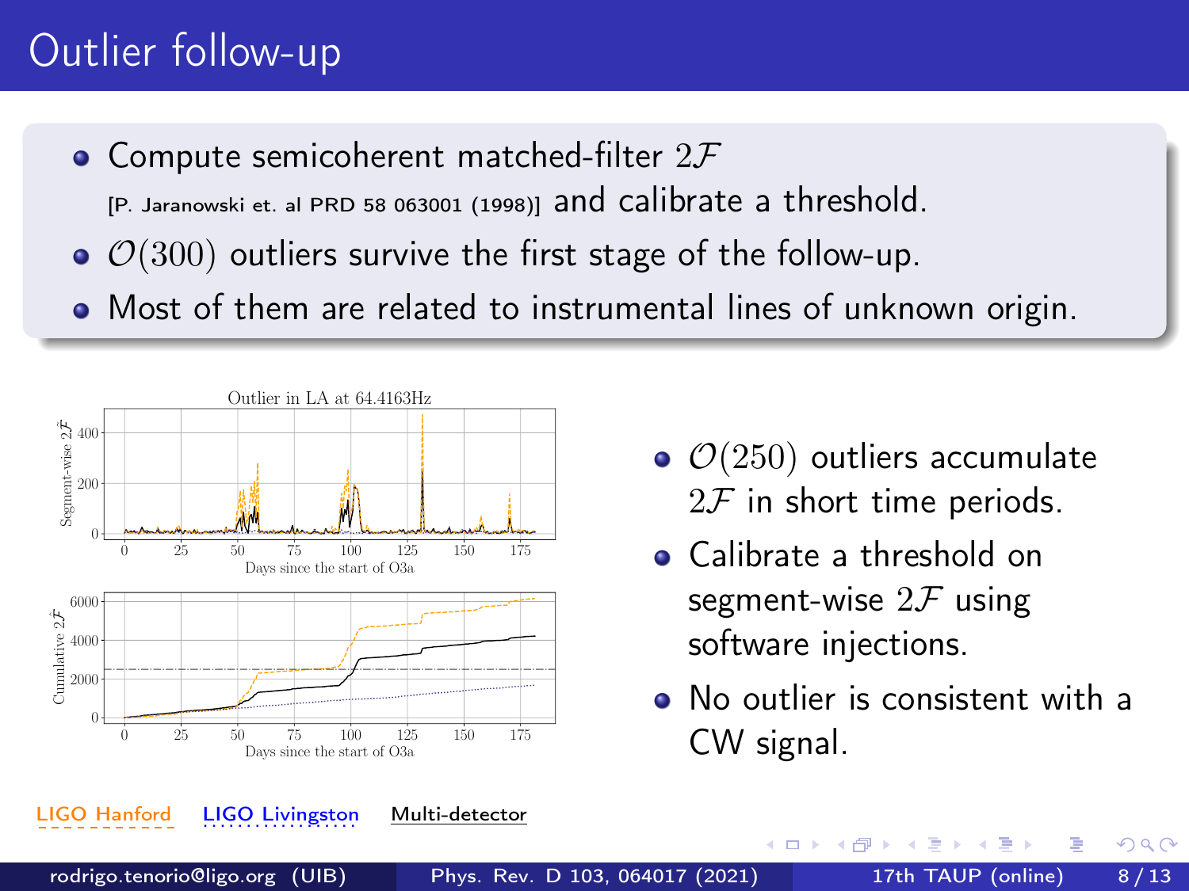# Outlier follow-up

- Compute semicoherent matched-filter $2\mathcal{F}$ [P. Jaranowski et. al PRD 58 063001 (1998)] and calibrate a threshold.
- $\mathcal{O}(300)$ outliers survive the first stage of the follow-up.
- Most of them are related to instrumental lines of unknown origin.

Outlier in LA at 64.4163Hz

LIGO Hanford    LIGO Livingston    Multi-detector

- $\mathcal{O}(250)$ outliers accumulate $2\mathcal{F}$ in short time periods.
- Calibrate a threshold on segment-wise $2\mathcal{F}$ using software injections.
- No outlier is consistent with a CW signal.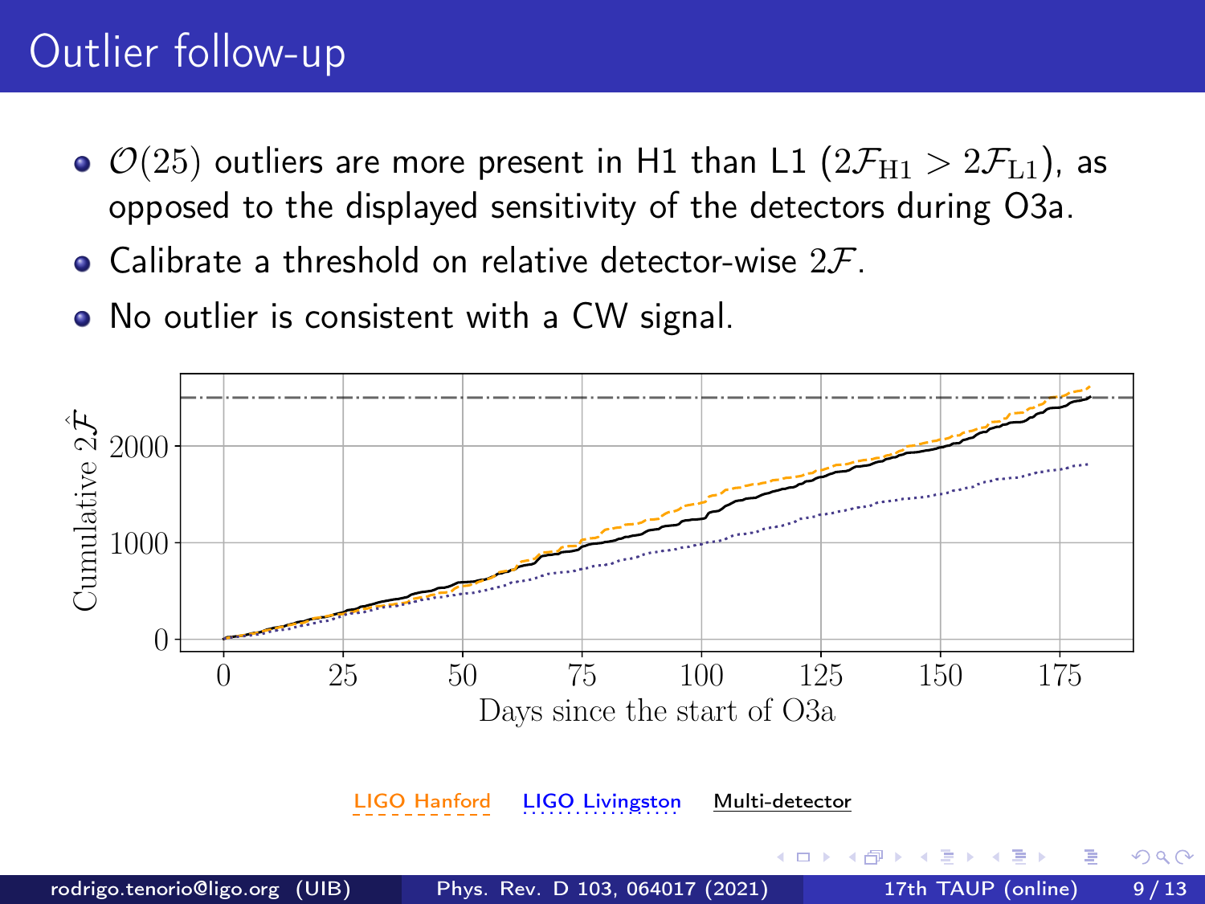# Outlier follow-up

- $\mathcal{O}(25)$ outliers are more present in H1 than L1 ($2\mathcal{F}_{\mathrm{H1}} > 2\mathcal{F}_{\mathrm{L1}}$), as opposed to the displayed sensitivity of the detectors during O3a.
- Calibrate a threshold on relative detector-wise $2\mathcal{F}$.
- No outlier is consistent with a CW signal.

LIGO Hanford LIGO Livingston Multi-detector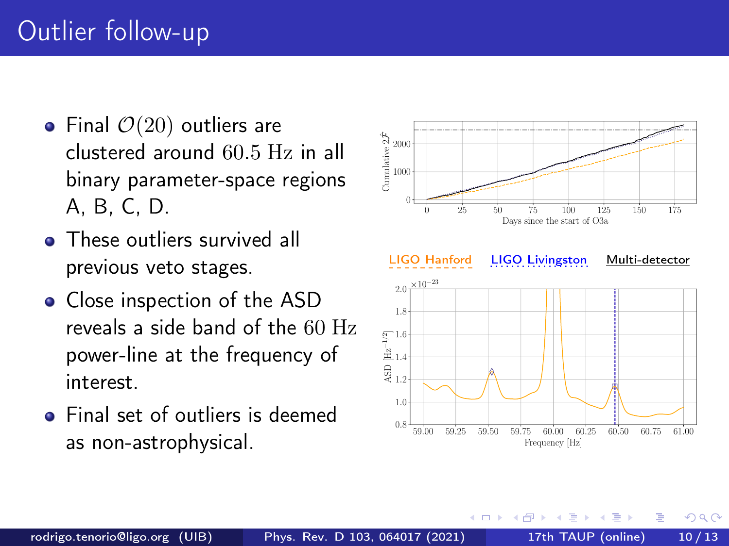# Outlier follow-up

- Final $\mathcal{O}(20)$ outliers are clustered around $60.5$ Hz in all binary parameter-space regions A, B, C, D.
- These outliers survived all previous veto stages.
- Close inspection of the ASD reveals a side band of the $60$ Hz power-line at the frequency of interest.
- Final set of outliers is deemed as non-astrophysical.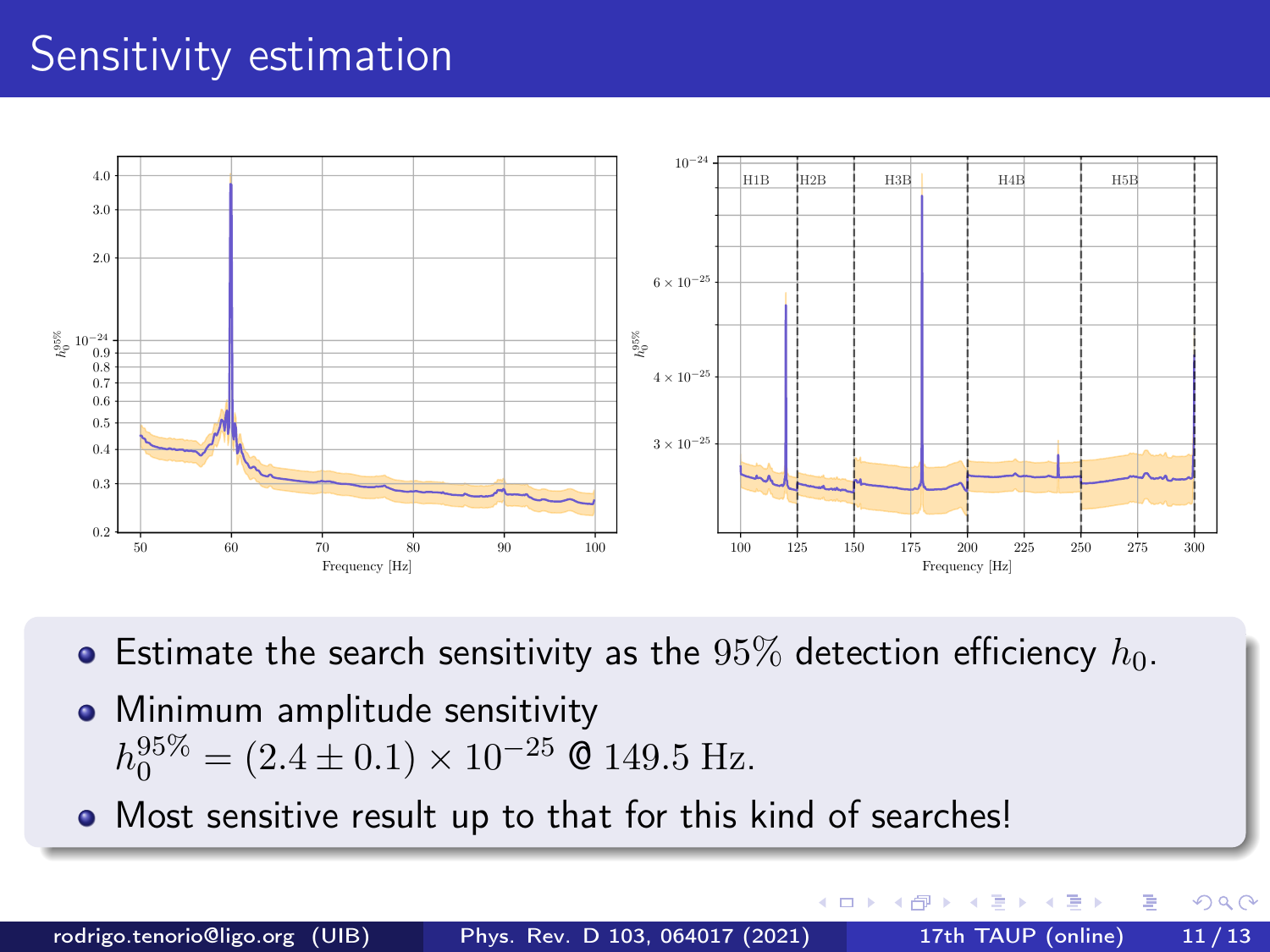# Sensitivity estimation

- Estimate the search sensitivity as the $95\%$ detection efficiency $h_0$.
- Minimum amplitude sensitivity $h_0^{95\%} = (2.4 \pm 0.1) \times 10^{-25}$ @ $149.5$ Hz.
- Most sensitive result up to that for this kind of searches!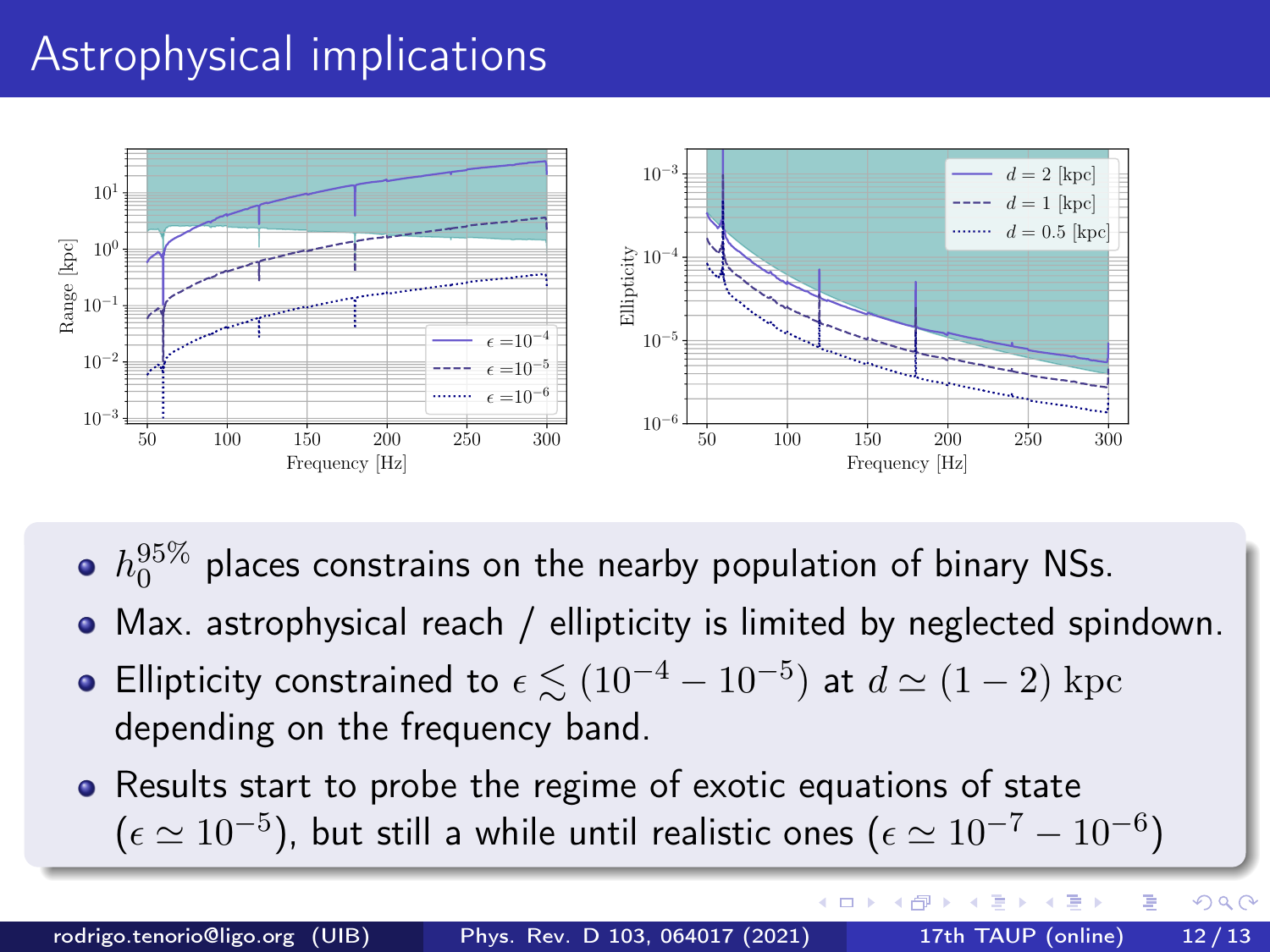# Astrophysical implications

- $h_0^{95\%}$ places constrains on the nearby population of binary NSs.
- Max. astrophysical reach / ellipticity is limited by neglected spindown.
- Ellipticity constrained to $\epsilon \lesssim (10^{-4} - 10^{-5})$ at $d \simeq (1-2)$ kpc depending on the frequency band.
- Results start to probe the regime of exotic equations of state ($\epsilon \simeq 10^{-5}$), but still a while until realistic ones ($\epsilon \simeq 10^{-7} - 10^{-6}$)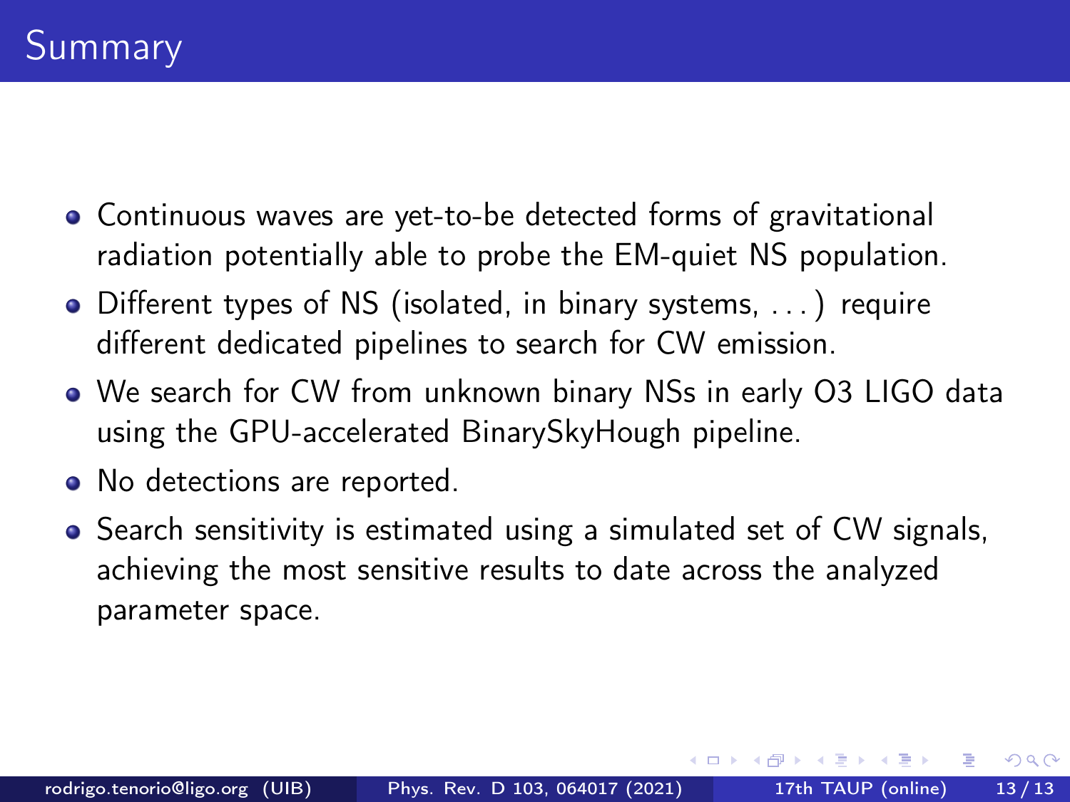# Summary

- Continuous waves are yet-to-be detected forms of gravitational radiation potentially able to probe the EM-quiet NS population.
- Different types of NS (isolated, in binary systems, ...) require different dedicated pipelines to search for CW emission.
- We search for CW from unknown binary NSs in early O3 LIGO data using the GPU-accelerated BinarySkyHough pipeline.
- No detections are reported.
- Search sensitivity is estimated using a simulated set of CW signals, achieving the most sensitive results to date across the analyzed parameter space.